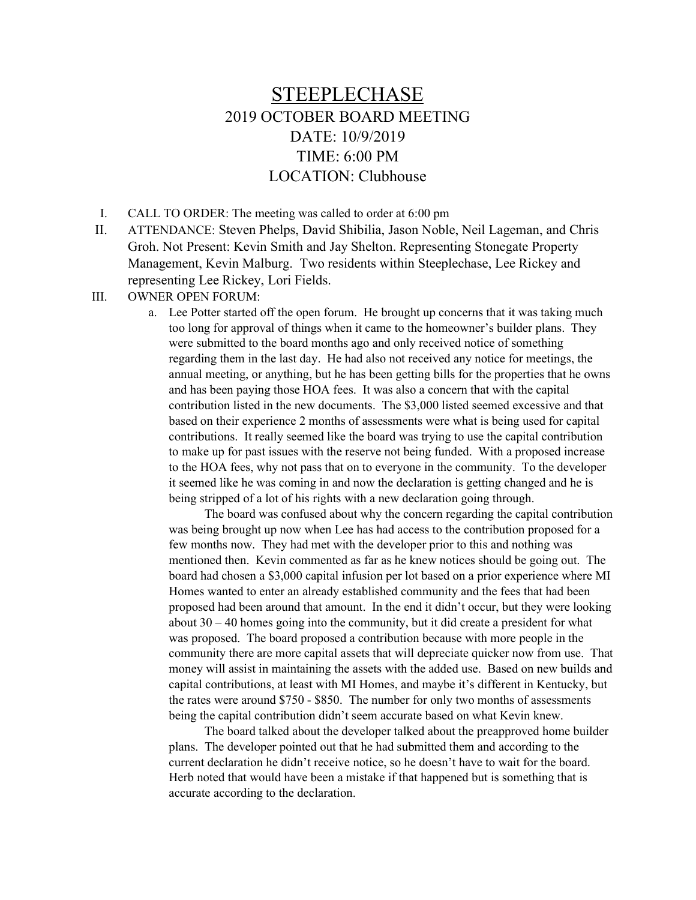# STEEPLECHASE

## 2019 OCTOBER BOARD MEETING

## DATE: 10/9/2019

## TIME: 6:00 PM

## LOCATION: Clubhouse

I. CALL TO ORDER: The meeting was called to order at 6:00 pm

II. ATTENDANCE: Steven Phelps, David Shibilia, Jason Noble, Neil Lageman, and Chris Groh. Not Present: Kevin Smith and Jay Shelton. Representing Stonegate Property Management, Kevin Malburg. Two residents within Steeplechase, Lee Rickey and representing Lee Rickey, Lori Fields.

III. OWNER OPEN FORUM:

a. Lee Potter started off the open forum. He brought up concerns that it was taking much too long for approval of things when it came to the homeowner's builder plans. They were submitted to the board months ago and only received notice of something regarding them in the last day. He had also not received any notice for meetings, the annual meeting, or anything, but he has been getting bills for the properties that he owns and has been paying those HOA fees. It was also a concern that with the capital contribution listed in the new documents. The $3,000 listed seemed excessive and that based on their experience 2 months of assessments were what is being used for capital contributions. It really seemed like the board was trying to use the capital contribution to make up for past issues with the reserve not being funded. With a proposed increase to the HOA fees, why not pass that on to everyone in the community. To the developer it seemed like he was coming in and now the declaration is getting changed and he is being stripped of a lot of his rights with a new declaration going through.

The board was confused about why the concern regarding the capital contribution was being brought up now when Lee has had access to the contribution proposed for a few months now. They had met with the developer prior to this and nothing was mentioned then. Kevin commented as far as he knew notices should be going out. The board had chosen a $3,000 capital infusion per lot based on a prior experience where MI Homes wanted to enter an already established community and the fees that had been proposed had been around that amount. In the end it didn't occur, but they were looking about 30 – 40 homes going into the community, but it did create a president for what was proposed. The board proposed a contribution because with more people in the community there are more capital assets that will depreciate quicker now from use. That money will assist in maintaining the assets with the added use. Based on new builds and capital contributions, at least with MI Homes, and maybe it's different in Kentucky, but the rates were around $750 - $850. The number for only two months of assessments being the capital contribution didn't seem accurate based on what Kevin knew.

The board talked about the developer talked about the preapproved home builder plans. The developer pointed out that he had submitted them and according to the current declaration he didn't receive notice, so he doesn't have to wait for the board. Herb noted that would have been a mistake if that happened but is something that is accurate according to the declaration.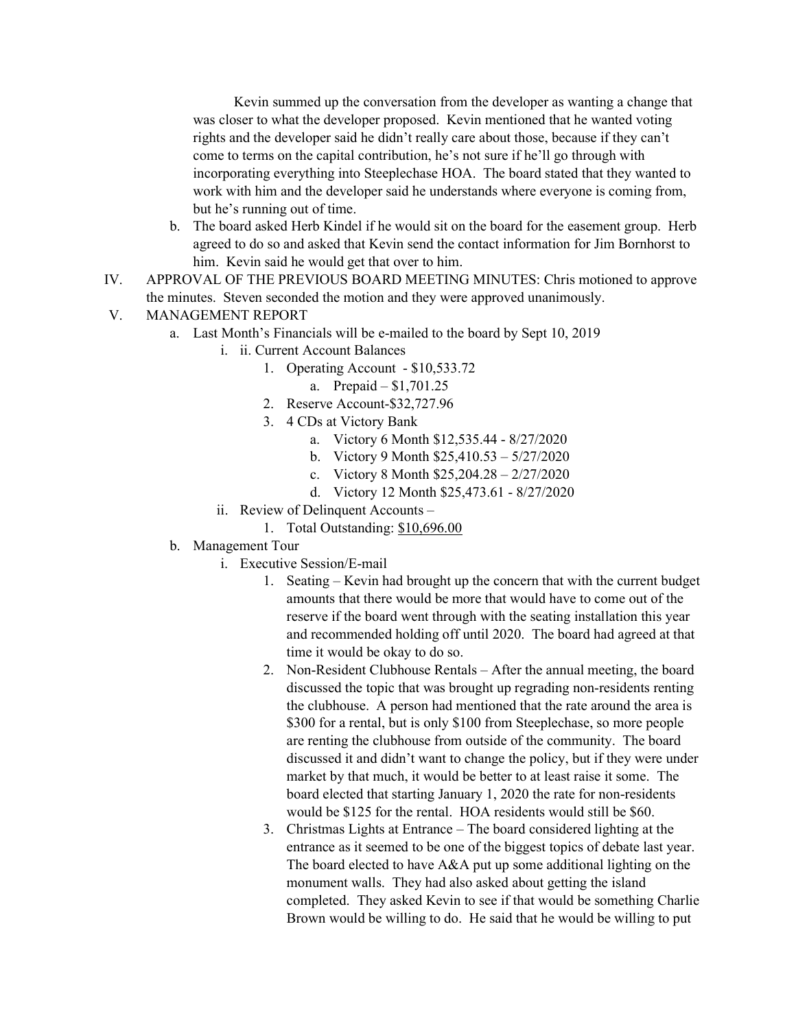Kevin summed up the conversation from the developer as wanting a change that was closer to what the developer proposed. Kevin mentioned that he wanted voting rights and the developer said he didn't really care about those, because if they can't come to terms on the capital contribution, he's not sure if he'll go through with incorporating everything into Steeplechase HOA. The board stated that they wanted to work with him and the developer said he understands where everyone is coming from, but he's running out of time.

b. The board asked Herb Kindel if he would sit on the board for the easement group. Herb agreed to do so and asked that Kevin send the contact information for Jim Bornhorst to him. Kevin said he would get that over to him.

IV. APPROVAL OF THE PREVIOUS BOARD MEETING MINUTES: Chris motioned to approve the minutes. Steven seconded the motion and they were approved unanimously.

V. MANAGEMENT REPORT

a. Last Month's Financials will be e-mailed to the board by Sept 10, 2019
   - i. ii. Current Account Balances
     1. Operating Account - $10,533.72
        a. Prepaid – $1,701.25
     2. Reserve Account-$32,727.96
     3. 4 CDs at Victory Bank
        a. Victory 6 Month $12,535.44 - 8/27/2020
        b. Victory 9 Month $25,410.53 – 5/27/2020
        c. Victory 8 Month $25,204.28 – 2/27/2020
        d. Victory 12 Month $25,473.61 - 8/27/2020
   - ii. Review of Delinquent Accounts –
     1. Total Outstanding: $10,696.00

b. Management Tour
   - i. Executive Session/E-mail
     1. Seating – Kevin had brought up the concern that with the current budget amounts that there would be more that would have to come out of the reserve if the board went through with the seating installation this year and recommended holding off until 2020. The board had agreed at that time it would be okay to do so.
     2. Non-Resident Clubhouse Rentals – After the annual meeting, the board discussed the topic that was brought up regrading non-residents renting the clubhouse. A person had mentioned that the rate around the area is $300 for a rental, but is only $100 from Steeplechase, so more people are renting the clubhouse from outside of the community. The board discussed it and didn't want to change the policy, but if they were under market by that much, it would be better to at least raise it some. The board elected that starting January 1, 2020 the rate for non-residents would be $125 for the rental. HOA residents would still be $60.
     3. Christmas Lights at Entrance – The board considered lighting at the entrance as it seemed to be one of the biggest topics of debate last year. The board elected to have A&A put up some additional lighting on the monument walls. They had also asked about getting the island completed. They asked Kevin to see if that would be something Charlie Brown would be willing to do. He said that he would be willing to put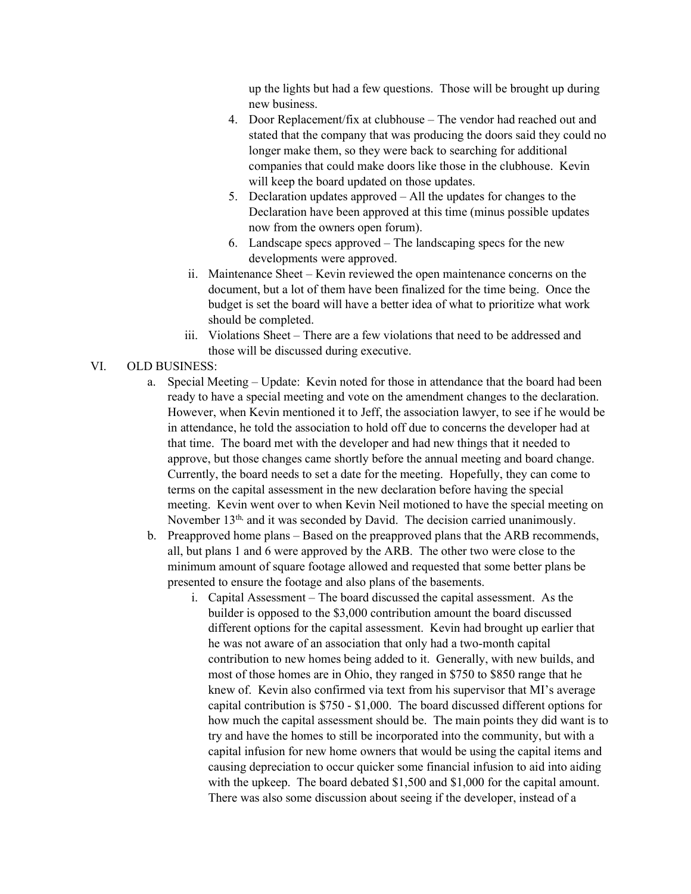up the lights but had a few questions. Those will be brought up during new business.

4. Door Replacement/fix at clubhouse – The vendor had reached out and stated that the company that was producing the doors said they could no longer make them, so they were back to searching for additional companies that could make doors like those in the clubhouse. Kevin will keep the board updated on those updates.
5. Declaration updates approved – All the updates for changes to the Declaration have been approved at this time (minus possible updates now from the owners open forum).
6. Landscape specs approved – The landscaping specs for the new developments were approved.

ii. Maintenance Sheet – Kevin reviewed the open maintenance concerns on the document, but a lot of them have been finalized for the time being. Once the budget is set the board will have a better idea of what to prioritize what work should be completed.

iii. Violations Sheet – There are a few violations that need to be addressed and those will be discussed during executive.

VI. OLD BUSINESS:

a. Special Meeting – Update: Kevin noted for those in attendance that the board had been ready to have a special meeting and vote on the amendment changes to the declaration. However, when Kevin mentioned it to Jeff, the association lawyer, to see if he would be in attendance, he told the association to hold off due to concerns the developer had at that time. The board met with the developer and had new things that it needed to approve, but those changes came shortly before the annual meeting and board change. Currently, the board needs to set a date for the meeting. Hopefully, they can come to terms on the capital assessment in the new declaration before having the special meeting. Kevin went over to when Kevin Neil motioned to have the special meeting on November 13th, and it was seconded by David. The decision carried unanimously.

b. Preapproved home plans – Based on the preapproved plans that the ARB recommends, all, but plans 1 and 6 were approved by the ARB. The other two were close to the minimum amount of square footage allowed and requested that some better plans be presented to ensure the footage and also plans of the basements.

i. Capital Assessment – The board discussed the capital assessment. As the builder is opposed to the $3,000 contribution amount the board discussed different options for the capital assessment. Kevin had brought up earlier that he was not aware of an association that only had a two-month capital contribution to new homes being added to it. Generally, with new builds, and most of those homes are in Ohio, they ranged in $750 to $850 range that he knew of. Kevin also confirmed via text from his supervisor that MI's average capital contribution is $750 - $1,000. The board discussed different options for how much the capital assessment should be. The main points they did want is to try and have the homes to still be incorporated into the community, but with a capital infusion for new home owners that would be using the capital items and causing depreciation to occur quicker some financial infusion to aid into aiding with the upkeep. The board debated $1,500 and $1,000 for the capital amount. There was also some discussion about seeing if the developer, instead of a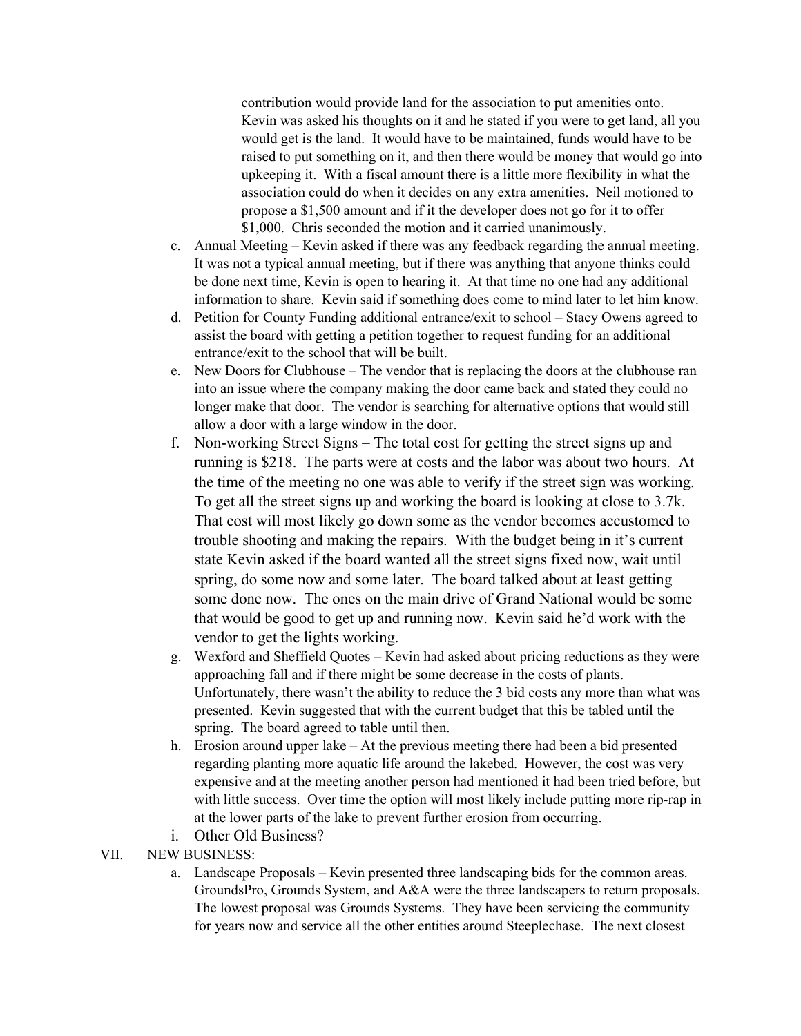contribution would provide land for the association to put amenities onto. Kevin was asked his thoughts on it and he stated if you were to get land, all you would get is the land. It would have to be maintained, funds would have to be raised to put something on it, and then there would be money that would go into upkeeping it. With a fiscal amount there is a little more flexibility in what the association could do when it decides on any extra amenities. Neil motioned to propose a $1,500 amount and if it the developer does not go for it to offer $1,000. Chris seconded the motion and it carried unanimously.

c. Annual Meeting – Kevin asked if there was any feedback regarding the annual meeting. It was not a typical annual meeting, but if there was anything that anyone thinks could be done next time, Kevin is open to hearing it. At that time no one had any additional information to share. Kevin said if something does come to mind later to let him know.

d. Petition for County Funding additional entrance/exit to school – Stacy Owens agreed to assist the board with getting a petition together to request funding for an additional entrance/exit to the school that will be built.

e. New Doors for Clubhouse – The vendor that is replacing the doors at the clubhouse ran into an issue where the company making the door came back and stated they could no longer make that door. The vendor is searching for alternative options that would still allow a door with a large window in the door.

f. Non-working Street Signs – The total cost for getting the street signs up and running is $218. The parts were at costs and the labor was about two hours. At the time of the meeting no one was able to verify if the street sign was working. To get all the street signs up and working the board is looking at close to 3.7k. That cost will most likely go down some as the vendor becomes accustomed to trouble shooting and making the repairs. With the budget being in it's current state Kevin asked if the board wanted all the street signs fixed now, wait until spring, do some now and some later. The board talked about at least getting some done now. The ones on the main drive of Grand National would be some that would be good to get up and running now. Kevin said he'd work with the vendor to get the lights working.

g. Wexford and Sheffield Quotes – Kevin had asked about pricing reductions as they were approaching fall and if there might be some decrease in the costs of plants. Unfortunately, there wasn't the ability to reduce the 3 bid costs any more than what was presented. Kevin suggested that with the current budget that this be tabled until the spring. The board agreed to table until then.

h. Erosion around upper lake – At the previous meeting there had been a bid presented regarding planting more aquatic life around the lakebed. However, the cost was very expensive and at the meeting another person had mentioned it had been tried before, but with little success. Over time the option will most likely include putting more rip-rap in at the lower parts of the lake to prevent further erosion from occurring.

i. Other Old Business?

VII. NEW BUSINESS:

a. Landscape Proposals – Kevin presented three landscaping bids for the common areas. GroundsPro, Grounds System, and A&A were the three landscapers to return proposals. The lowest proposal was Grounds Systems. They have been servicing the community for years now and service all the other entities around Steeplechase. The next closest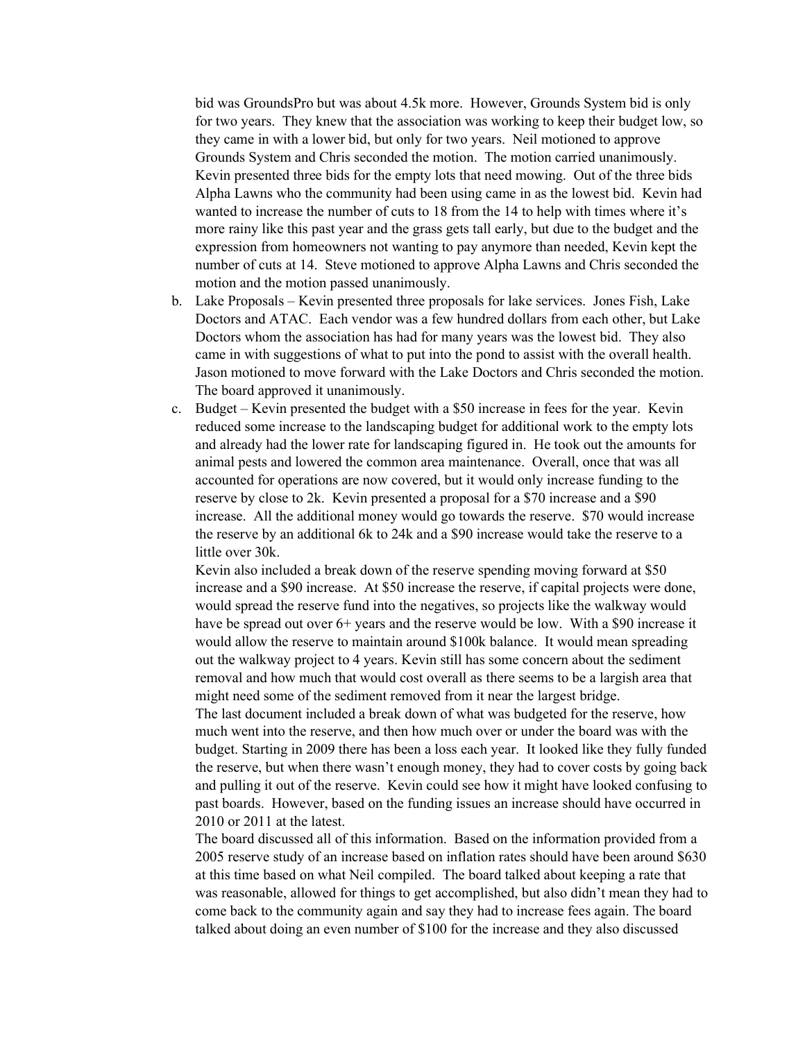bid was GroundsPro but was about 4.5k more. However, Grounds System bid is only for two years. They knew that the association was working to keep their budget low, so they came in with a lower bid, but only for two years. Neil motioned to approve Grounds System and Chris seconded the motion. The motion carried unanimously. Kevin presented three bids for the empty lots that need mowing. Out of the three bids Alpha Lawns who the community had been using came in as the lowest bid. Kevin had wanted to increase the number of cuts to 18 from the 14 to help with times where it's more rainy like this past year and the grass gets tall early, but due to the budget and the expression from homeowners not wanting to pay anymore than needed, Kevin kept the number of cuts at 14. Steve motioned to approve Alpha Lawns and Chris seconded the motion and the motion passed unanimously.

b. Lake Proposals – Kevin presented three proposals for lake services. Jones Fish, Lake Doctors and ATAC. Each vendor was a few hundred dollars from each other, but Lake Doctors whom the association has had for many years was the lowest bid. They also came in with suggestions of what to put into the pond to assist with the overall health. Jason motioned to move forward with the Lake Doctors and Chris seconded the motion. The board approved it unanimously.

c. Budget – Kevin presented the budget with a $50 increase in fees for the year. Kevin reduced some increase to the landscaping budget for additional work to the empty lots and already had the lower rate for landscaping figured in. He took out the amounts for animal pests and lowered the common area maintenance. Overall, once that was all accounted for operations are now covered, but it would only increase funding to the reserve by close to 2k. Kevin presented a proposal for a $70 increase and a $90 increase. All the additional money would go towards the reserve. $70 would increase the reserve by an additional 6k to 24k and a $90 increase would take the reserve to a little over 30k.

   Kevin also included a break down of the reserve spending moving forward at $50 increase and a $90 increase. At $50 increase the reserve, if capital projects were done, would spread the reserve fund into the negatives, so projects like the walkway would have be spread out over 6+ years and the reserve would be low. With a $90 increase it would allow the reserve to maintain around $100k balance. It would mean spreading out the walkway project to 4 years. Kevin still has some concern about the sediment removal and how much that would cost overall as there seems to be a largish area that might need some of the sediment removed from it near the largest bridge.

   The last document included a break down of what was budgeted for the reserve, how much went into the reserve, and then how much over or under the board was with the budget. Starting in 2009 there has been a loss each year. It looked like they fully funded the reserve, but when there wasn't enough money, they had to cover costs by going back and pulling it out of the reserve. Kevin could see how it might have looked confusing to past boards. However, based on the funding issues an increase should have occurred in 2010 or 2011 at the latest.

   The board discussed all of this information. Based on the information provided from a 2005 reserve study of an increase based on inflation rates should have been around $630 at this time based on what Neil compiled. The board talked about keeping a rate that was reasonable, allowed for things to get accomplished, but also didn't mean they had to come back to the community again and say they had to increase fees again. The board talked about doing an even number of $100 for the increase and they also discussed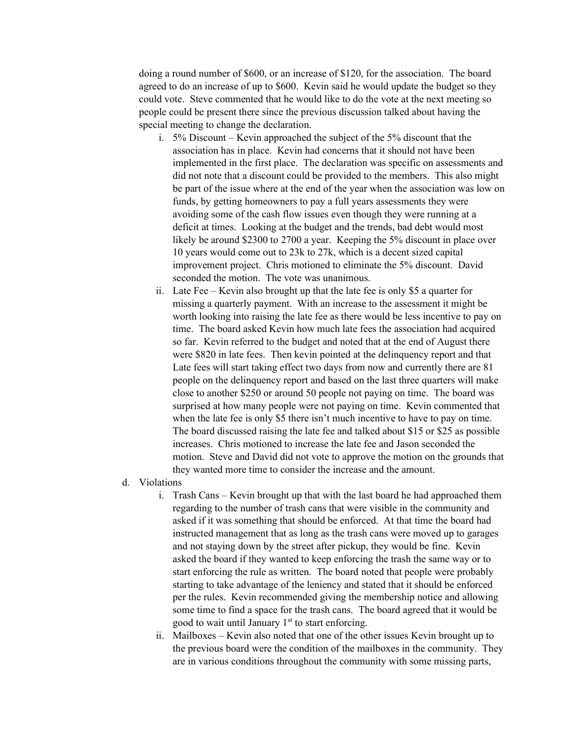doing a round number of $600, or an increase of $120, for the association. The board agreed to do an increase of up to $600. Kevin said he would update the budget so they could vote. Steve commented that he would like to do the vote at the next meeting so people could be present there since the previous discussion talked about having the special meeting to change the declaration.

   i. 5% Discount – Kevin approached the subject of the 5% discount that the association has in place. Kevin had concerns that it should not have been implemented in the first place. The declaration was specific on assessments and did not note that a discount could be provided to the members. This also might be part of the issue where at the end of the year when the association was low on funds, by getting homeowners to pay a full years assessments they were avoiding some of the cash flow issues even though they were running at a deficit at times. Looking at the budget and the trends, bad debt would most likely be around $2300 to 2700 a year. Keeping the 5% discount in place over 10 years would come out to 23k to 27k, which is a decent sized capital improvement project. Chris motioned to eliminate the 5% discount. David seconded the motion. The vote was unanimous.

   ii. Late Fee – Kevin also brought up that the late fee is only $5 a quarter for missing a quarterly payment. With an increase to the assessment it might be worth looking into raising the late fee as there would be less incentive to pay on time. The board asked Kevin how much late fees the association had acquired so far. Kevin referred to the budget and noted that at the end of August there were $820 in late fees. Then kevin pointed at the delinquency report and that Late fees will start taking effect two days from now and currently there are 81 people on the delinquency report and based on the last three quarters will make close to another $250 or around 50 people not paying on time. The board was surprised at how many people were not paying on time. Kevin commented that when the late fee is only $5 there isn't much incentive to have to pay on time. The board discussed raising the late fee and talked about $15 or $25 as possible increases. Chris motioned to increase the late fee and Jason seconded the motion. Steve and David did not vote to approve the motion on the grounds that they wanted more time to consider the increase and the amount.

d. Violations

   i. Trash Cans – Kevin brought up that with the last board he had approached them regarding to the number of trash cans that were visible in the community and asked if it was something that should be enforced. At that time the board had instructed management that as long as the trash cans were moved up to garages and not staying down by the street after pickup, they would be fine. Kevin asked the board if they wanted to keep enforcing the trash the same way or to start enforcing the rule as written. The board noted that people were probably starting to take advantage of the leniency and stated that it should be enforced per the rules. Kevin recommended giving the membership notice and allowing some time to find a space for the trash cans. The board agreed that it would be good to wait until January 1st to start enforcing.

   ii. Mailboxes – Kevin also noted that one of the other issues Kevin brought up to the previous board were the condition of the mailboxes in the community. They are in various conditions throughout the community with some missing parts,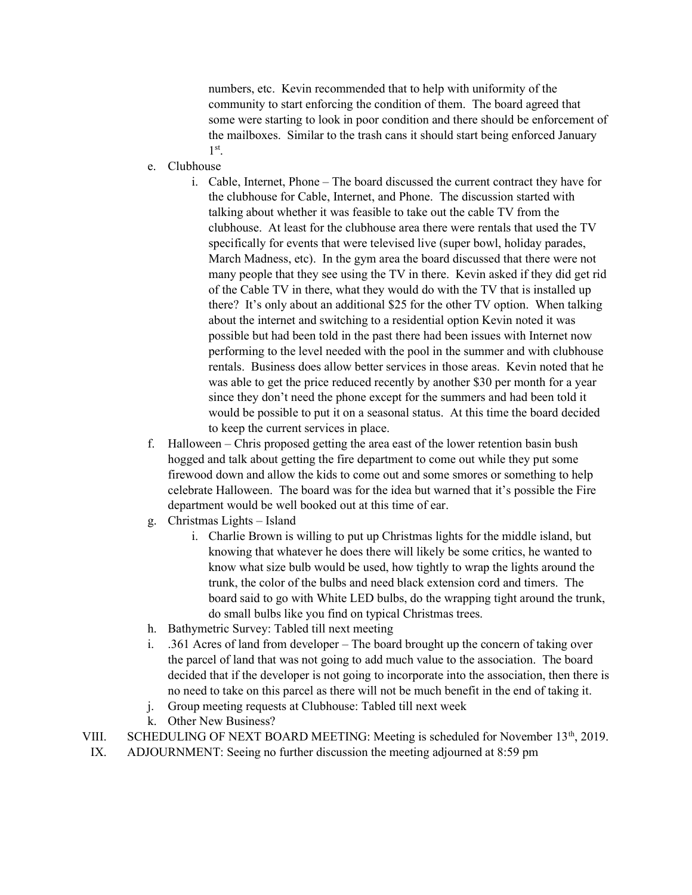numbers, etc. Kevin recommended that to help with uniformity of the community to start enforcing the condition of them. The board agreed that some were starting to look in poor condition and there should be enforcement of the mailboxes. Similar to the trash cans it should start being enforced January 1st.

e. Clubhouse
   i. Cable, Internet, Phone – The board discussed the current contract they have for the clubhouse for Cable, Internet, and Phone. The discussion started with talking about whether it was feasible to take out the cable TV from the clubhouse. At least for the clubhouse area there were rentals that used the TV specifically for events that were televised live (super bowl, holiday parades, March Madness, etc). In the gym area the board discussed that there were not many people that they see using the TV in there. Kevin asked if they did get rid of the Cable TV in there, what they would do with the TV that is installed up there? It's only about an additional $25 for the other TV option. When talking about the internet and switching to a residential option Kevin noted it was possible but had been told in the past there had been issues with Internet now performing to the level needed with the pool in the summer and with clubhouse rentals. Business does allow better services in those areas. Kevin noted that he was able to get the price reduced recently by another $30 per month for a year since they don't need the phone except for the summers and had been told it would be possible to put it on a seasonal status. At this time the board decided to keep the current services in place.

f. Halloween – Chris proposed getting the area east of the lower retention basin bush hogged and talk about getting the fire department to come out while they put some firewood down and allow the kids to come out and some smores or something to help celebrate Halloween. The board was for the idea but warned that it's possible the Fire department would be well booked out at this time of ear.

g. Christmas Lights – Island
   i. Charlie Brown is willing to put up Christmas lights for the middle island, but knowing that whatever he does there will likely be some critics, he wanted to know what size bulb would be used, how tightly to wrap the lights around the trunk, the color of the bulbs and need black extension cord and timers. The board said to go with White LED bulbs, do the wrapping tight around the trunk, do small bulbs like you find on typical Christmas trees.

h. Bathymetric Survey: Tabled till next meeting

i. .361 Acres of land from developer – The board brought up the concern of taking over the parcel of land that was not going to add much value to the association. The board decided that if the developer is not going to incorporate into the association, then there is no need to take on this parcel as there will not be much benefit in the end of taking it.

j. Group meeting requests at Clubhouse: Tabled till next week

k. Other New Business?

VIII. SCHEDULING OF NEXT BOARD MEETING: Meeting is scheduled for November 13th, 2019.

IX. ADJOURNMENT: Seeing no further discussion the meeting adjourned at 8:59 pm